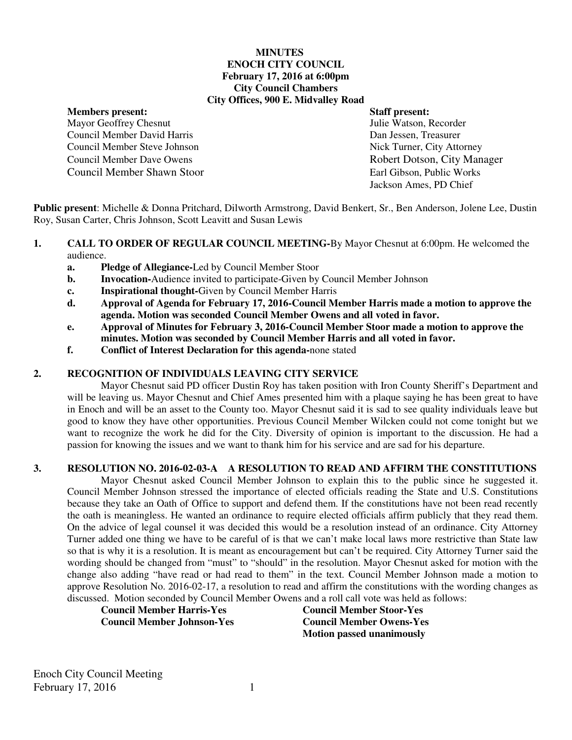**MINUTES**
**ENOCH CITY COUNCIL**
**February 17, 2016 at 6:00pm**
**City Council Chambers**
**City Offices, 900 E. Midvalley Road**

| **Members present:** | **Staff present:** |
|---|---|
| Mayor Geoffrey Chesnut | Julie Watson, Recorder |
| Council Member David Harris | Dan Jessen, Treasurer |
| Council Member Steve Johnson | Nick Turner, City Attorney |
| Council Member Dave Owens | Robert Dotson, City Manager |
| Council Member Shawn Stoor | Earl Gibson, Public Works |
| | Jackson Ames, PD Chief |

**Public present**: Michelle & Donna Pritchard, Dilworth Armstrong, David Benkert, Sr., Ben Anderson, Jolene Lee, Dustin Roy, Susan Carter, Chris Johnson, Scott Leavitt and Susan Lewis

1. **CALL TO ORDER OF REGULAR COUNCIL MEETING-**By Mayor Chesnut at 6:00pm. He welcomed the audience.
   - a. **Pledge of Allegiance-**Led by Council Member Stoor
   - b. **Invocation-**Audience invited to participate-Given by Council Member Johnson
   - c. **Inspirational thought-**Given by Council Member Harris
   - d. **Approval of Agenda for February 17, 2016-Council Member Harris made a motion to approve the agenda. Motion was seconded Council Member Owens and all voted in favor.**
   - e. **Approval of Minutes for February 3, 2016-Council Member Stoor made a motion to approve the minutes. Motion was seconded by Council Member Harris and all voted in favor.**
   - f. **Conflict of Interest Declaration for this agenda-**none stated

2. **RECOGNITION OF INDIVIDUALS LEAVING CITY SERVICE**

   Mayor Chesnut said PD officer Dustin Roy has taken position with Iron County Sheriff's Department and will be leaving us. Mayor Chesnut and Chief Ames presented him with a plaque saying he has been great to have in Enoch and will be an asset to the County too. Mayor Chesnut said it is sad to see quality individuals leave but good to know they have other opportunities. Previous Council Member Wilcken could not come tonight but we want to recognize the work he did for the City. Diversity of opinion is important to the discussion. He had a passion for knowing the issues and we want to thank him for his service and are sad for his departure.

3. **RESOLUTION NO. 2016-02-03-A A RESOLUTION TO READ AND AFFIRM THE CONSTITUTIONS**

   Mayor Chesnut asked Council Member Johnson to explain this to the public since he suggested it. Council Member Johnson stressed the importance of elected officials reading the State and U.S. Constitutions because they take an Oath of Office to support and defend them. If the constitutions have not been read recently the oath is meaningless. He wanted an ordinance to require elected officials affirm publicly that they read them. On the advice of legal counsel it was decided this would be a resolution instead of an ordinance. City Attorney Turner added one thing we have to be careful of is that we can't make local laws more restrictive than State law so that is why it is a resolution. It is meant as encouragement but can't be required. City Attorney Turner said the wording should be changed from "must" to "should" in the resolution. Mayor Chesnut asked for motion with the change also adding "have read or had read to them" in the text. Council Member Johnson made a motion to approve Resolution No. 2016-02-17, a resolution to read and affirm the constitutions with the wording changes as discussed. Motion seconded by Council Member Owens and a roll call vote was held as follows:

   | | |
   |---|---|
   | **Council Member Harris-Yes** | **Council Member Stoor-Yes** |
   | **Council Member Johnson-Yes** | **Council Member Owens-Yes** |
   | | **Motion passed unanimously** |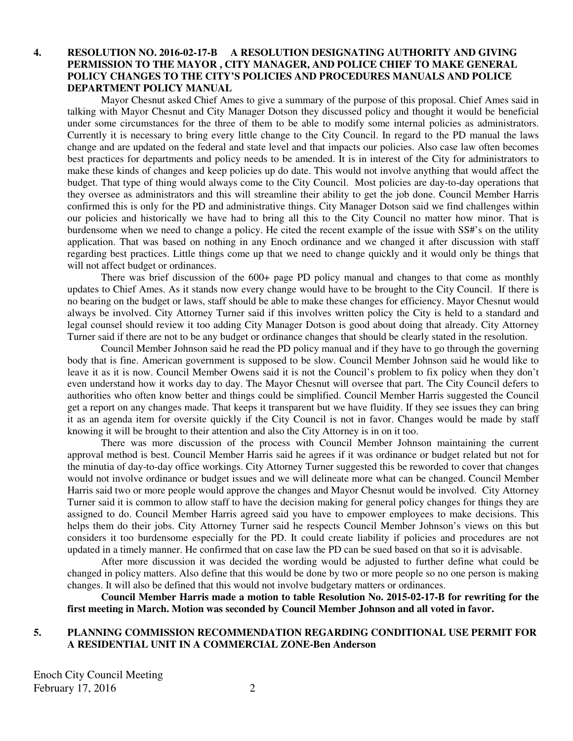**4. RESOLUTION NO. 2016-02-17-B A RESOLUTION DESIGNATING AUTHORITY AND GIVING PERMISSION TO THE MAYOR , CITY MANAGER, AND POLICE CHIEF TO MAKE GENERAL POLICY CHANGES TO THE CITY'S POLICIES AND PROCEDURES MANUALS AND POLICE DEPARTMENT POLICY MANUAL**

Mayor Chesnut asked Chief Ames to give a summary of the purpose of this proposal. Chief Ames said in talking with Mayor Chesnut and City Manager Dotson they discussed policy and thought it would be beneficial under some circumstances for the three of them to be able to modify some internal policies as administrators. Currently it is necessary to bring every little change to the City Council. In regard to the PD manual the laws change and are updated on the federal and state level and that impacts our policies. Also case law often becomes best practices for departments and policy needs to be amended. It is in interest of the City for administrators to make these kinds of changes and keep policies up do date. This would not involve anything that would affect the budget. That type of thing would always come to the City Council. Most policies are day-to-day operations that they oversee as administrators and this will streamline their ability to get the job done. Council Member Harris confirmed this is only for the PD and administrative things. City Manager Dotson said we find challenges within our policies and historically we have had to bring all this to the City Council no matter how minor. That is burdensome when we need to change a policy. He cited the recent example of the issue with SS#'s on the utility application. That was based on nothing in any Enoch ordinance and we changed it after discussion with staff regarding best practices. Little things come up that we need to change quickly and it would only be things that will not affect budget or ordinances.

There was brief discussion of the 600+ page PD policy manual and changes to that come as monthly updates to Chief Ames. As it stands now every change would have to be brought to the City Council. If there is no bearing on the budget or laws, staff should be able to make these changes for efficiency. Mayor Chesnut would always be involved. City Attorney Turner said if this involves written policy the City is held to a standard and legal counsel should review it too adding City Manager Dotson is good about doing that already. City Attorney Turner said if there are not to be any budget or ordinance changes that should be clearly stated in the resolution.

Council Member Johnson said he read the PD policy manual and if they have to go through the governing body that is fine. American government is supposed to be slow. Council Member Johnson said he would like to leave it as it is now. Council Member Owens said it is not the Council's problem to fix policy when they don't even understand how it works day to day. The Mayor Chesnut will oversee that part. The City Council defers to authorities who often know better and things could be simplified. Council Member Harris suggested the Council get a report on any changes made. That keeps it transparent but we have fluidity. If they see issues they can bring it as an agenda item for oversite quickly if the City Council is not in favor. Changes would be made by staff knowing it will be brought to their attention and also the City Attorney is in on it too.

There was more discussion of the process with Council Member Johnson maintaining the current approval method is best. Council Member Harris said he agrees if it was ordinance or budget related but not for the minutia of day-to-day office workings. City Attorney Turner suggested this be reworded to cover that changes would not involve ordinance or budget issues and we will delineate more what can be changed. Council Member Harris said two or more people would approve the changes and Mayor Chesnut would be involved. City Attorney Turner said it is common to allow staff to have the decision making for general policy changes for things they are assigned to do. Council Member Harris agreed said you have to empower employees to make decisions. This helps them do their jobs. City Attorney Turner said he respects Council Member Johnson's views on this but considers it too burdensome especially for the PD. It could create liability if policies and procedures are not updated in a timely manner. He confirmed that on case law the PD can be sued based on that so it is advisable.

After more discussion it was decided the wording would be adjusted to further define what could be changed in policy matters. Also define that this would be done by two or more people so no one person is making changes. It will also be defined that this would not involve budgetary matters or ordinances.

**Council Member Harris made a motion to table Resolution No. 2015-02-17-B for rewriting for the first meeting in March. Motion was seconded by Council Member Johnson and all voted in favor.**

**5. PLANNING COMMISSION RECOMMENDATION REGARDING CONDITIONAL USE PERMIT FOR A RESIDENTIAL UNIT IN A COMMERCIAL ZONE-Ben Anderson**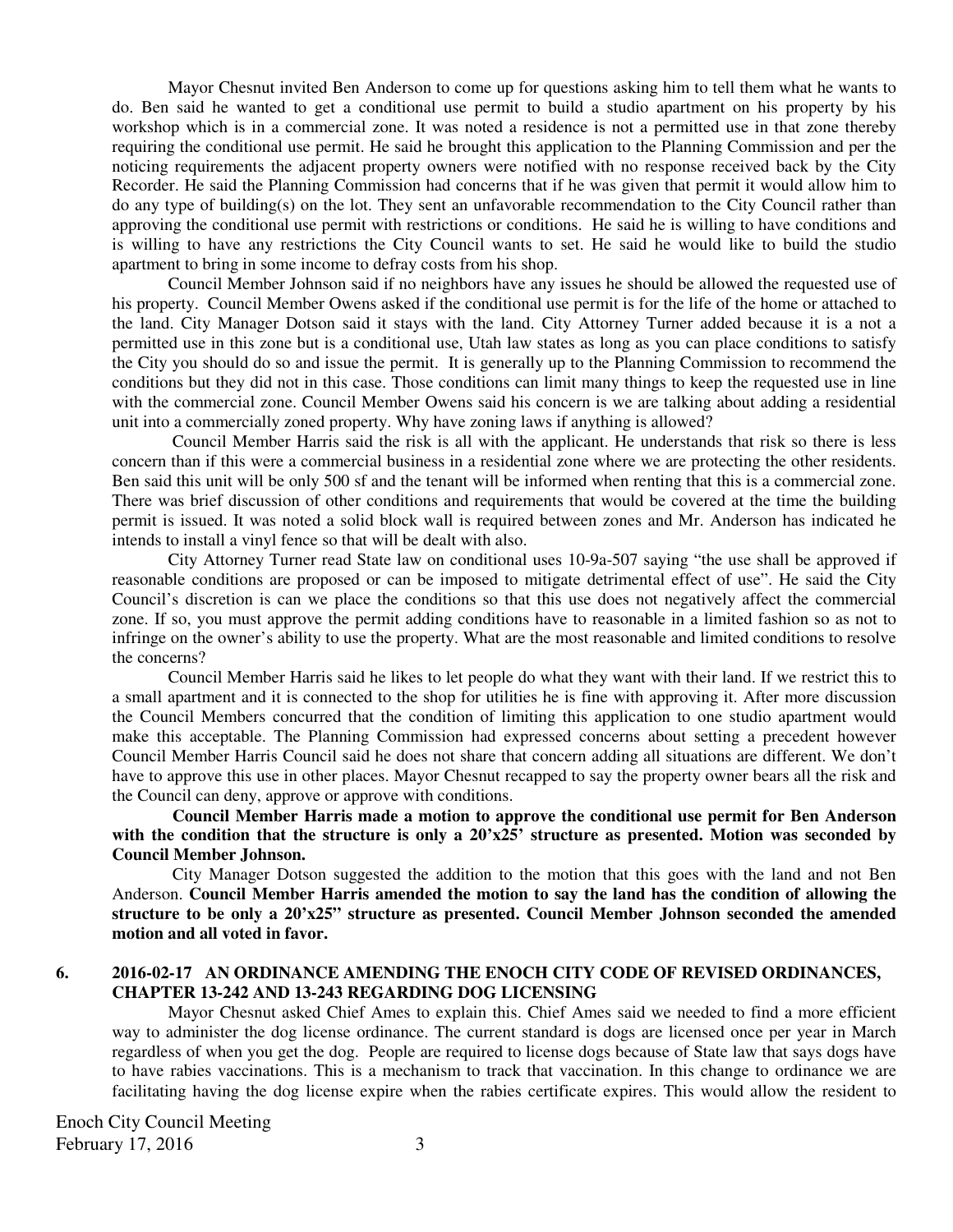Mayor Chesnut invited Ben Anderson to come up for questions asking him to tell them what he wants to do. Ben said he wanted to get a conditional use permit to build a studio apartment on his property by his workshop which is in a commercial zone. It was noted a residence is not a permitted use in that zone thereby requiring the conditional use permit. He said he brought this application to the Planning Commission and per the noticing requirements the adjacent property owners were notified with no response received back by the City Recorder. He said the Planning Commission had concerns that if he was given that permit it would allow him to do any type of building(s) on the lot. They sent an unfavorable recommendation to the City Council rather than approving the conditional use permit with restrictions or conditions. He said he is willing to have conditions and is willing to have any restrictions the City Council wants to set. He said he would like to build the studio apartment to bring in some income to defray costs from his shop.

Council Member Johnson said if no neighbors have any issues he should be allowed the requested use of his property. Council Member Owens asked if the conditional use permit is for the life of the home or attached to the land. City Manager Dotson said it stays with the land. City Attorney Turner added because it is a not a permitted use in this zone but is a conditional use, Utah law states as long as you can place conditions to satisfy the City you should do so and issue the permit. It is generally up to the Planning Commission to recommend the conditions but they did not in this case. Those conditions can limit many things to keep the requested use in line with the commercial zone. Council Member Owens said his concern is we are talking about adding a residential unit into a commercially zoned property. Why have zoning laws if anything is allowed?

Council Member Harris said the risk is all with the applicant. He understands that risk so there is less concern than if this were a commercial business in a residential zone where we are protecting the other residents. Ben said this unit will be only 500 sf and the tenant will be informed when renting that this is a commercial zone. There was brief discussion of other conditions and requirements that would be covered at the time the building permit is issued. It was noted a solid block wall is required between zones and Mr. Anderson has indicated he intends to install a vinyl fence so that will be dealt with also.

City Attorney Turner read State law on conditional uses 10-9a-507 saying "the use shall be approved if reasonable conditions are proposed or can be imposed to mitigate detrimental effect of use". He said the City Council's discretion is can we place the conditions so that this use does not negatively affect the commercial zone. If so, you must approve the permit adding conditions have to reasonable in a limited fashion so as not to infringe on the owner's ability to use the property. What are the most reasonable and limited conditions to resolve the concerns?

Council Member Harris said he likes to let people do what they want with their land. If we restrict this to a small apartment and it is connected to the shop for utilities he is fine with approving it. After more discussion the Council Members concurred that the condition of limiting this application to one studio apartment would make this acceptable. The Planning Commission had expressed concerns about setting a precedent however Council Member Harris Council said he does not share that concern adding all situations are different. We don't have to approve this use in other places. Mayor Chesnut recapped to say the property owner bears all the risk and the Council can deny, approve or approve with conditions.

**Council Member Harris made a motion to approve the conditional use permit for Ben Anderson with the condition that the structure is only a 20'x25' structure as presented. Motion was seconded by Council Member Johnson.**

City Manager Dotson suggested the addition to the motion that this goes with the land and not Ben Anderson. **Council Member Harris amended the motion to say the land has the condition of allowing the structure to be only a 20'x25" structure as presented. Council Member Johnson seconded the amended motion and all voted in favor.**

## 6. 2016-02-17 AN ORDINANCE AMENDING THE ENOCH CITY CODE OF REVISED ORDINANCES, CHAPTER 13-242 AND 13-243 REGARDING DOG LICENSING

Mayor Chesnut asked Chief Ames to explain this. Chief Ames said we needed to find a more efficient way to administer the dog license ordinance. The current standard is dogs are licensed once per year in March regardless of when you get the dog. People are required to license dogs because of State law that says dogs have to have rabies vaccinations. This is a mechanism to track that vaccination. In this change to ordinance we are facilitating having the dog license expire when the rabies certificate expires. This would allow the resident to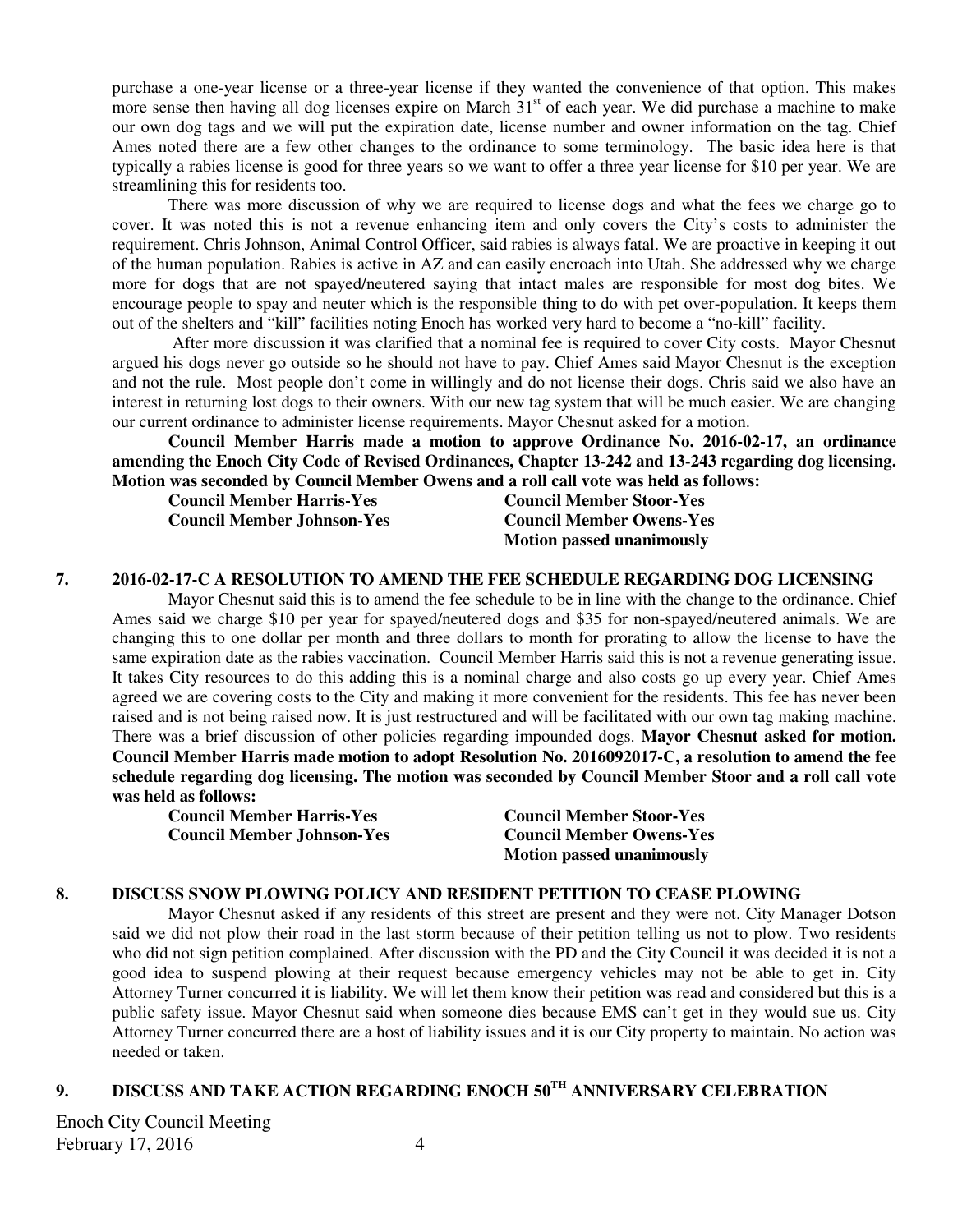purchase a one-year license or a three-year license if they wanted the convenience of that option. This makes more sense then having all dog licenses expire on March 31st of each year. We did purchase a machine to make our own dog tags and we will put the expiration date, license number and owner information on the tag. Chief Ames noted there are a few other changes to the ordinance to some terminology. The basic idea here is that typically a rabies license is good for three years so we want to offer a three year license for $10 per year. We are streamlining this for residents too.

There was more discussion of why we are required to license dogs and what the fees we charge go to cover. It was noted this is not a revenue enhancing item and only covers the City's costs to administer the requirement. Chris Johnson, Animal Control Officer, said rabies is always fatal. We are proactive in keeping it out of the human population. Rabies is active in AZ and can easily encroach into Utah. She addressed why we charge more for dogs that are not spayed/neutered saying that intact males are responsible for most dog bites. We encourage people to spay and neuter which is the responsible thing to do with pet over-population. It keeps them out of the shelters and "kill" facilities noting Enoch has worked very hard to become a "no-kill" facility.

After more discussion it was clarified that a nominal fee is required to cover City costs. Mayor Chesnut argued his dogs never go outside so he should not have to pay. Chief Ames said Mayor Chesnut is the exception and not the rule. Most people don't come in willingly and do not license their dogs. Chris said we also have an interest in returning lost dogs to their owners. With our new tag system that will be much easier. We are changing our current ordinance to administer license requirements. Mayor Chesnut asked for a motion.

**Council Member Harris made a motion to approve Ordinance No. 2016-02-17, an ordinance amending the Enoch City Code of Revised Ordinances, Chapter 13-242 and 13-243 regarding dog licensing. Motion was seconded by Council Member Owens and a roll call vote was held as follows:**

**Council Member Harris-Yes** | **Council Member Stoor-Yes**
**Council Member Johnson-Yes** | **Council Member Owens-Yes**
**Motion passed unanimously**

## 7. 2016-02-17-C A RESOLUTION TO AMEND THE FEE SCHEDULE REGARDING DOG LICENSING

Mayor Chesnut said this is to amend the fee schedule to be in line with the change to the ordinance. Chief Ames said we charge $10 per year for spayed/neutered dogs and $35 for non-spayed/neutered animals. We are changing this to one dollar per month and three dollars to month for prorating to allow the license to have the same expiration date as the rabies vaccination. Council Member Harris said this is not a revenue generating issue. It takes City resources to do this adding this is a nominal charge and also costs go up every year. Chief Ames agreed we are covering costs to the City and making it more convenient for the residents. This fee has never been raised and is not being raised now. It is just restructured and will be facilitated with our own tag making machine. There was a brief discussion of other policies regarding impounded dogs. **Mayor Chesnut asked for motion. Council Member Harris made motion to adopt Resolution No. 2016092017-C, a resolution to amend the fee schedule regarding dog licensing. The motion was seconded by Council Member Stoor and a roll call vote was held as follows:**

**Council Member Harris-Yes** | **Council Member Stoor-Yes**
**Council Member Johnson-Yes** | **Council Member Owens-Yes**
**Motion passed unanimously**

## 8. DISCUSS SNOW PLOWING POLICY AND RESIDENT PETITION TO CEASE PLOWING

Mayor Chesnut asked if any residents of this street are present and they were not. City Manager Dotson said we did not plow their road in the last storm because of their petition telling us not to plow. Two residents who did not sign petition complained. After discussion with the PD and the City Council it was decided it is not a good idea to suspend plowing at their request because emergency vehicles may not be able to get in. City Attorney Turner concurred it is liability. We will let them know their petition was read and considered but this is a public safety issue. Mayor Chesnut said when someone dies because EMS can't get in they would sue us. City Attorney Turner concurred there are a host of liability issues and it is our City property to maintain. No action was needed or taken.

## 9. DISCUSS AND TAKE ACTION REGARDING ENOCH 50TH ANNIVERSARY CELEBRATION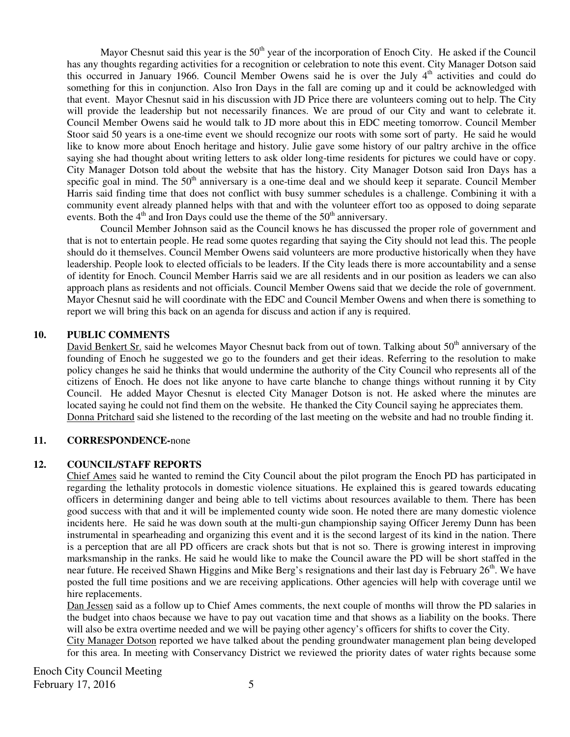Mayor Chesnut said this year is the 50th year of the incorporation of Enoch City. He asked if the Council has any thoughts regarding activities for a recognition or celebration to note this event. City Manager Dotson said this occurred in January 1966. Council Member Owens said he is over the July 4th activities and could do something for this in conjunction. Also Iron Days in the fall are coming up and it could be acknowledged with that event. Mayor Chesnut said in his discussion with JD Price there are volunteers coming out to help. The City will provide the leadership but not necessarily finances. We are proud of our City and want to celebrate it. Council Member Owens said he would talk to JD more about this in EDC meeting tomorrow. Council Member Stoor said 50 years is a one-time event we should recognize our roots with some sort of party. He said he would like to know more about Enoch heritage and history. Julie gave some history of our paltry archive in the office saying she had thought about writing letters to ask older long-time residents for pictures we could have or copy. City Manager Dotson told about the website that has the history. City Manager Dotson said Iron Days has a specific goal in mind. The 50th anniversary is a one-time deal and we should keep it separate. Council Member Harris said finding time that does not conflict with busy summer schedules is a challenge. Combining it with a community event already planned helps with that and with the volunteer effort too as opposed to doing separate events. Both the 4th and Iron Days could use the theme of the 50th anniversary.

Council Member Johnson said as the Council knows he has discussed the proper role of government and that is not to entertain people. He read some quotes regarding that saying the City should not lead this. The people should do it themselves. Council Member Owens said volunteers are more productive historically when they have leadership. People look to elected officials to be leaders. If the City leads there is more accountability and a sense of identity for Enoch. Council Member Harris said we are all residents and in our position as leaders we can also approach plans as residents and not officials. Council Member Owens said that we decide the role of government. Mayor Chesnut said he will coordinate with the EDC and Council Member Owens and when there is something to report we will bring this back on an agenda for discuss and action if any is required.

## 10. PUBLIC COMMENTS

David Benkert Sr. said he welcomes Mayor Chesnut back from out of town. Talking about 50th anniversary of the founding of Enoch he suggested we go to the founders and get their ideas. Referring to the resolution to make policy changes he said he thinks that would undermine the authority of the City Council who represents all of the citizens of Enoch. He does not like anyone to have carte blanche to change things without running it by City Council. He added Mayor Chesnut is elected City Manager Dotson is not. He asked where the minutes are located saying he could not find them on the website. He thanked the City Council saying he appreciates them.

Donna Pritchard said she listened to the recording of the last meeting on the website and had no trouble finding it.

## 11. CORRESPONDENCE-none

## 12. COUNCIL/STAFF REPORTS

Chief Ames said he wanted to remind the City Council about the pilot program the Enoch PD has participated in regarding the lethality protocols in domestic violence situations. He explained this is geared towards educating officers in determining danger and being able to tell victims about resources available to them. There has been good success with that and it will be implemented county wide soon. He noted there are many domestic violence incidents here. He said he was down south at the multi-gun championship saying Officer Jeremy Dunn has been instrumental in spearheading and organizing this event and it is the second largest of its kind in the nation. There is a perception that are all PD officers are crack shots but that is not so. There is growing interest in improving marksmanship in the ranks. He said he would like to make the Council aware the PD will be short staffed in the near future. He received Shawn Higgins and Mike Berg's resignations and their last day is February 26th. We have posted the full time positions and we are receiving applications. Other agencies will help with coverage until we hire replacements.

Dan Jessen said as a follow up to Chief Ames comments, the next couple of months will throw the PD salaries in the budget into chaos because we have to pay out vacation time and that shows as a liability on the books. There will also be extra overtime needed and we will be paying other agency's officers for shifts to cover the City.

City Manager Dotson reported we have talked about the pending groundwater management plan being developed for this area. In meeting with Conservancy District we reviewed the priority dates of water rights because some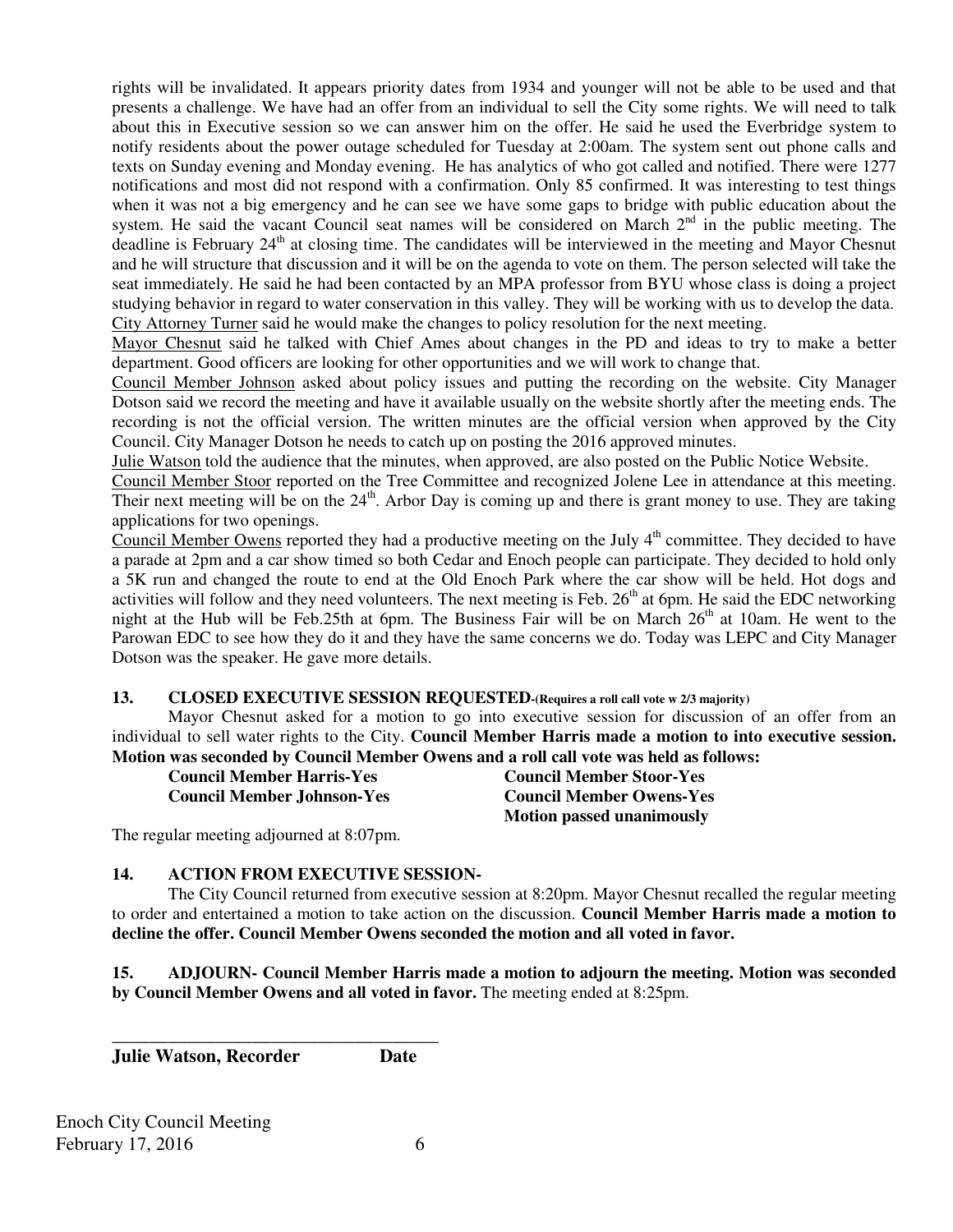rights will be invalidated. It appears priority dates from 1934 and younger will not be able to be used and that presents a challenge. We have had an offer from an individual to sell the City some rights. We will need to talk about this in Executive session so we can answer him on the offer. He said he used the Everbridge system to notify residents about the power outage scheduled for Tuesday at 2:00am. The system sent out phone calls and texts on Sunday evening and Monday evening. He has analytics of who got called and notified. There were 1277 notifications and most did not respond with a confirmation. Only 85 confirmed. It was interesting to test things when it was not a big emergency and he can see we have some gaps to bridge with public education about the system. He said the vacant Council seat names will be considered on March 2nd in the public meeting. The deadline is February 24th at closing time. The candidates will be interviewed in the meeting and Mayor Chesnut and he will structure that discussion and it will be on the agenda to vote on them. The person selected will take the seat immediately. He said he had been contacted by an MPA professor from BYU whose class is doing a project studying behavior in regard to water conservation in this valley. They will be working with us to develop the data.

City Attorney Turner said he would make the changes to policy resolution for the next meeting.

Mayor Chesnut said he talked with Chief Ames about changes in the PD and ideas to try to make a better department. Good officers are looking for other opportunities and we will work to change that.

Council Member Johnson asked about policy issues and putting the recording on the website. City Manager Dotson said we record the meeting and have it available usually on the website shortly after the meeting ends. The recording is not the official version. The written minutes are the official version when approved by the City Council. City Manager Dotson he needs to catch up on posting the 2016 approved minutes.

Julie Watson told the audience that the minutes, when approved, are also posted on the Public Notice Website.

Council Member Stoor reported on the Tree Committee and recognized Jolene Lee in attendance at this meeting. Their next meeting will be on the 24th. Arbor Day is coming up and there is grant money to use. They are taking applications for two openings.

Council Member Owens reported they had a productive meeting on the July 4th committee. They decided to have a parade at 2pm and a car show timed so both Cedar and Enoch people can participate. They decided to hold only a 5K run and changed the route to end at the Old Enoch Park where the car show will be held. Hot dogs and activities will follow and they need volunteers. The next meeting is Feb. 26th at 6pm. He said the EDC networking night at the Hub will be Feb.25th at 6pm. The Business Fair will be on March 26th at 10am. He went to the Parowan EDC to see how they do it and they have the same concerns we do. Today was LEPC and City Manager Dotson was the speaker. He gave more details.

**13. CLOSED EXECUTIVE SESSION REQUESTED-(Requires a roll call vote w 2/3 majority)**

Mayor Chesnut asked for a motion to go into executive session for discussion of an offer from an individual to sell water rights to the City. **Council Member Harris made a motion to into executive session. Motion was seconded by Council Member Owens and a roll call vote was held as follows:**

**Council Member Harris-Yes**
**Council Member Stoor-Yes**
**Council Member Johnson-Yes**
**Council Member Owens-Yes**
**Motion passed unanimously**

The regular meeting adjourned at 8:07pm.

**14. ACTION FROM EXECUTIVE SESSION-**

The City Council returned from executive session at 8:20pm. Mayor Chesnut recalled the regular meeting to order and entertained a motion to take action on the discussion. **Council Member Harris made a motion to decline the offer. Council Member Owens seconded the motion and all voted in favor.**

**15. ADJOURN- Council Member Harris made a motion to adjourn the meeting. Motion was seconded by Council Member Owens and all voted in favor.** The meeting ended at 8:25pm.

\_\_\_\_\_\_\_\_\_\_\_\_\_\_\_\_\_\_\_\_\_\_\_\_\_\_\_\_\_\_\_\_\_\_\_\_\_\_

**Julie Watson, Recorder Date**